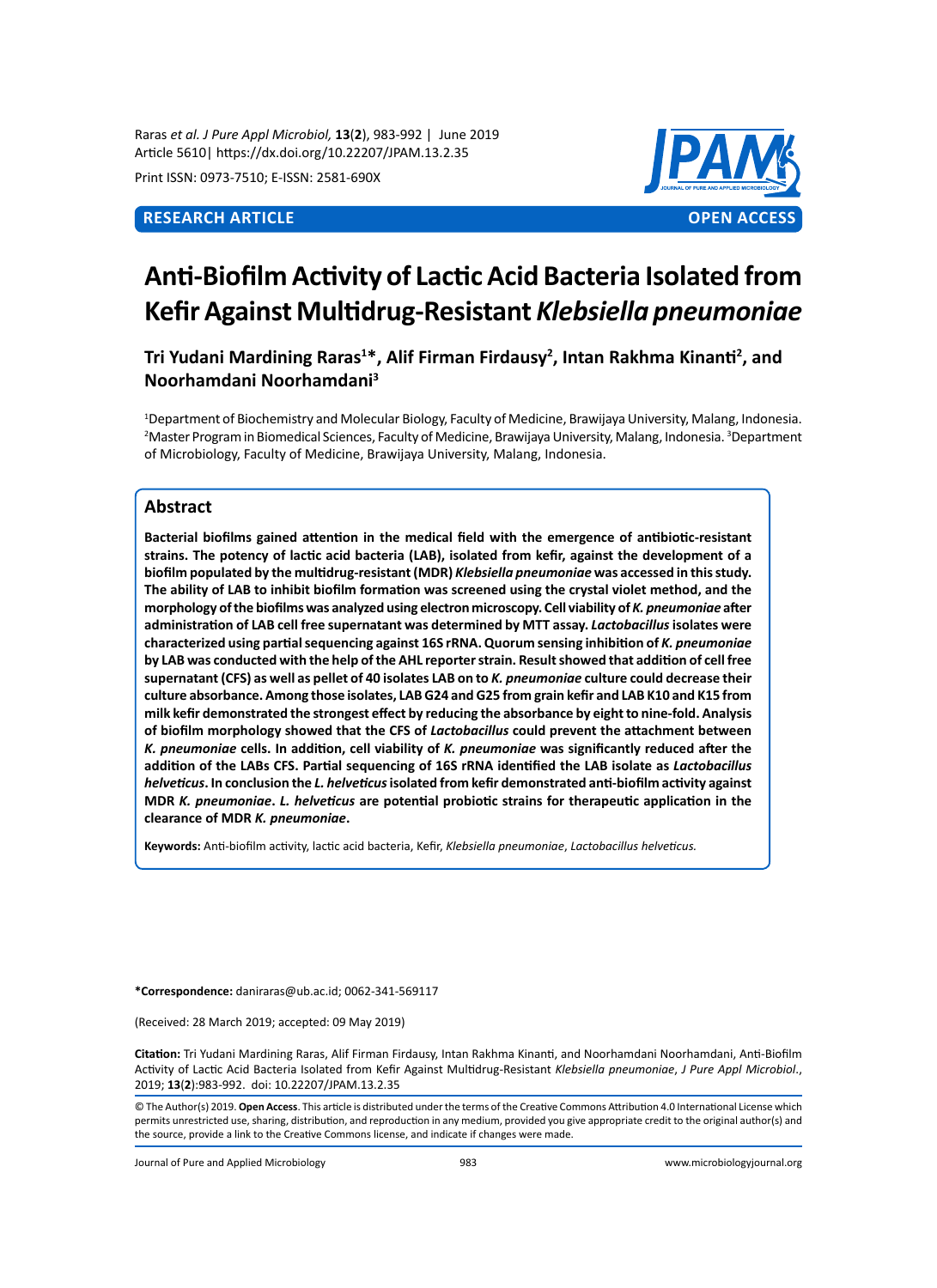RESEARCH ARTICLE | OPEN ACCESS

# Anti-Biofilm Activity of Lactic Acid Bacteria Isolated from Kefir Against Multidrug-Resistant *Klebsiella pneumoniae*

**Tri Yudani Mardining Raras[1]*, Alif Firman Firdausy[2], Intan Rakhma Kinanti[2], and Noorhamdani Noorhamdani[3]**

[1]Department of Biochemistry and Molecular Biology, Faculty of Medicine, Brawijaya University, Malang, Indonesia. [2]Master Program in Biomedical Sciences, Faculty of Medicine, Brawijaya University, Malang, Indonesia. [3]Department of Microbiology, Faculty of Medicine, Brawijaya University, Malang, Indonesia.

## Abstract

**Bacterial biofilms gained attention in the medical field with the emergence of antibiotic-resistant strains. The potency of lactic acid bacteria (LAB), isolated from kefir, against the development of a biofilm populated by the multidrug-resistant (MDR) *Klebsiella pneumoniae* was accessed in this study. The ability of LAB to inhibit biofilm formation was screened using the crystal violet method, and the morphology of the biofilms was analyzed using electron microscopy. Cell viability of *K. pneumoniae* after administration of LAB cell free supernatant was determined by MTT assay. *Lactobacillus* isolates were characterized using partial sequencing against 16S rRNA. Quorum sensing inhibition of *K. pneumoniae* by LAB was conducted with the help of the AHL reporter strain. Result showed that addition of cell free supernatant (CFS) as well as pellet of 40 isolates LAB on to *K. pneumoniae* culture could decrease their culture absorbance. Among those isolates, LAB G24 and G25 from grain kefir and LAB K10 and K15 from milk kefir demonstrated the strongest effect by reducing the absorbance by eight to nine-fold. Analysis of biofilm morphology showed that the CFS of *Lactobacillus* could prevent the attachment between *K. pneumoniae* cells. In addition, cell viability of *K. pneumoniae* was significantly reduced after the addition of the LABs CFS. Partial sequencing of 16S rRNA identified the LAB isolate as *Lactobacillus helveticus*. In conclusion the *L. helveticus* isolated from kefir demonstrated anti-biofilm activity against MDR *K. pneumoniae*. *L. helveticus* are potential probiotic strains for therapeutic application in the clearance of MDR *K. pneumoniae*.**

**Keywords:** Anti-biofilm activity, lactic acid bacteria, Kefir, *Klebsiella pneumoniae*, *Lactobacillus helveticus.*

**\*Correspondence:** daniraras@ub.ac.id; 0062-341-569117

(Received: 28 March 2019; accepted: 09 May 2019)

**Citation:** Tri Yudani Mardining Raras, Alif Firman Firdausy, Intan Rakhma Kinanti, and Noorhamdani Noorhamdani, Anti-Biofilm Activity of Lactic Acid Bacteria Isolated from Kefir Against Multidrug-Resistant *Klebsiella pneumoniae*, *J Pure Appl Microbiol*., 2019; **13**(**2**):983-992. doi: 10.22207/JPAM.13.2.35

© The Author(s) 2019. **Open Access**. This article is distributed under the terms of the Creative Commons Attribution 4.0 International License which permits unrestricted use, sharing, distribution, and reproduction in any medium, provided you give appropriate credit to the original author(s) and the source, provide a link to the Creative Commons license, and indicate if changes were made.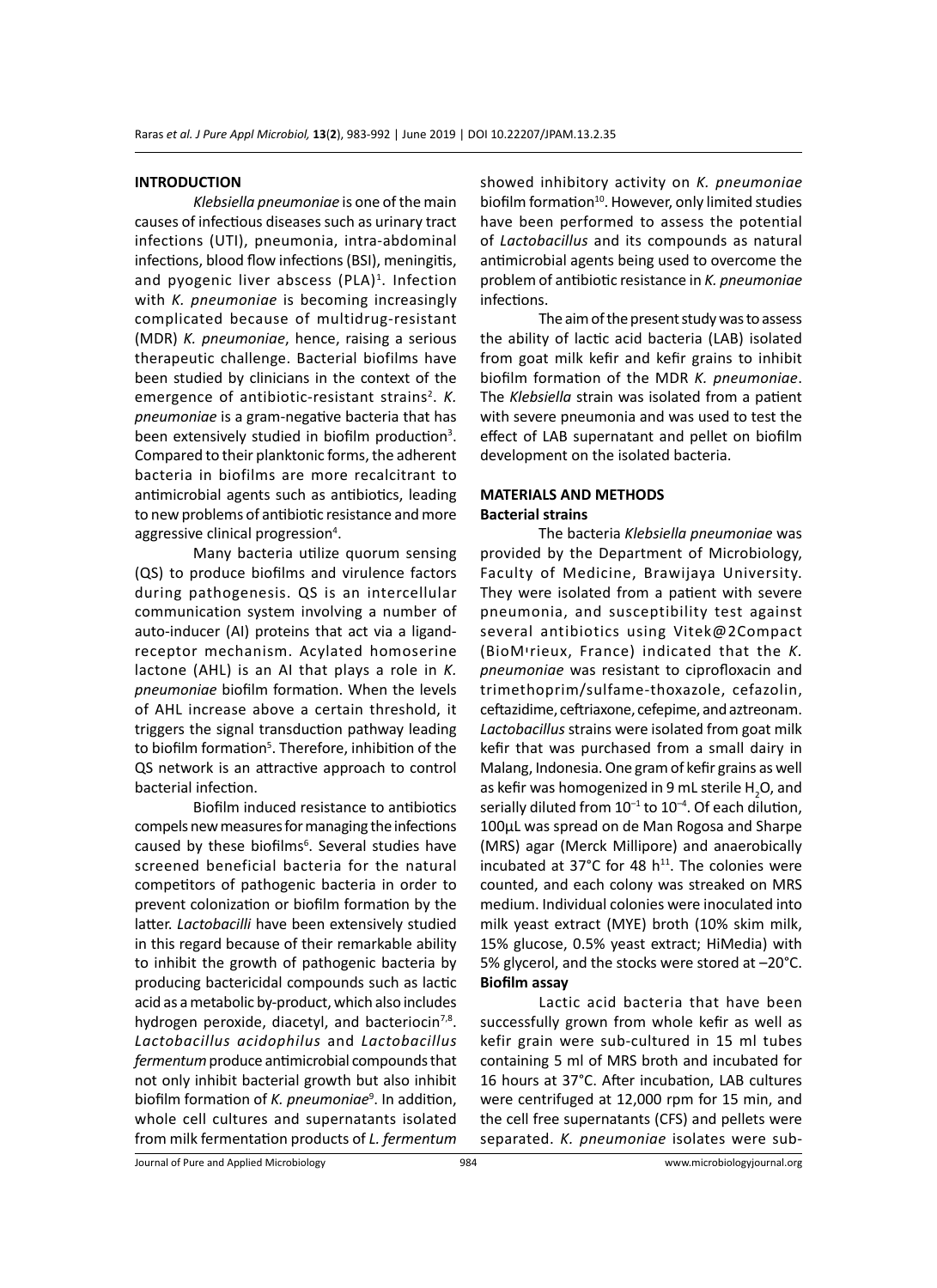## INTRODUCTION

*Klebsiella pneumoniae* is one of the main causes of infectious diseases such as urinary tract infections (UTI), pneumonia, intra-abdominal infections, blood flow infections (BSI), meningitis, and pyogenic liver abscess (PLA)[1]. Infection with *K. pneumoniae* is becoming increasingly complicated because of multidrug-resistant (MDR) *K. pneumoniae*, hence, raising a serious therapeutic challenge. Bacterial biofilms have been studied by clinicians in the context of the emergence of antibiotic-resistant strains[2]. *K. pneumoniae* is a gram-negative bacteria that has been extensively studied in biofilm production[3]. Compared to their planktonic forms, the adherent bacteria in biofilms are more recalcitrant to antimicrobial agents such as antibiotics, leading to new problems of antibiotic resistance and more aggressive clinical progression[4].

Many bacteria utilize quorum sensing (QS) to produce biofilms and virulence factors during pathogenesis. QS is an intercellular communication system involving a number of auto-inducer (AI) proteins that act via a ligand-receptor mechanism. Acylated homoserine lactone (AHL) is an AI that plays a role in *K. pneumoniae* biofilm formation. When the levels of AHL increase above a certain threshold, it triggers the signal transduction pathway leading to biofilm formation[5]. Therefore, inhibition of the QS network is an attractive approach to control bacterial infection.

Biofilm induced resistance to antibiotics compels new measures for managing the infections caused by these biofilms[6]. Several studies have screened beneficial bacteria for the natural competitors of pathogenic bacteria in order to prevent colonization or biofilm formation by the latter. *Lactobacilli* have been extensively studied in this regard because of their remarkable ability to inhibit the growth of pathogenic bacteria by producing bactericidal compounds such as lactic acid as a metabolic by-product, which also includes hydrogen peroxide, diacetyl, and bacteriocin[7,8]. *Lactobacillus acidophilus* and *Lactobacillus fermentum* produce antimicrobial compounds that not only inhibit bacterial growth but also inhibit biofilm formation of *K. pneumoniae*[9]. In addition, whole cell cultures and supernatants isolated from milk fermentation products of *L. fermentum* showed inhibitory activity on *K. pneumoniae* biofilm formation[10]. However, only limited studies have been performed to assess the potential of *Lactobacillus* and its compounds as natural antimicrobial agents being used to overcome the problem of antibiotic resistance in *K. pneumoniae* infections.

The aim of the present study was to assess the ability of lactic acid bacteria (LAB) isolated from goat milk kefir and kefir grains to inhibit biofilm formation of the MDR *K. pneumoniae*. The *Klebsiella* strain was isolated from a patient with severe pneumonia and was used to test the effect of LAB supernatant and pellet on biofilm development on the isolated bacteria.

## MATERIALS AND METHODS

### Bacterial strains

The bacteria *Klebsiella pneumoniae* was provided by the Department of Microbiology, Faculty of Medicine, Brawijaya University. They were isolated from a patient with severe pneumonia, and susceptibility test against several antibiotics using Vitek@2Compact (BioMırieux, France) indicated that the *K. pneumoniae* was resistant to ciprofloxacin and trimethoprim/sulfame-thoxazole, cefazolin, ceftazidime, ceftriaxone, cefepime, and aztreonam. *Lactobacillus* strains were isolated from goat milk kefir that was purchased from a small dairy in Malang, Indonesia. One gram of kefir grains as well as kefir was homogenized in 9 mL sterile $H_2O$, and serially diluted from $10^{-1}$ to $10^{-4}$. Of each dilution, 100µL was spread on de Man Rogosa and Sharpe (MRS) agar (Merck Millipore) and anaerobically incubated at 37°C for 48 h[11]. The colonies were counted, and each colony was streaked on MRS medium. Individual colonies were inoculated into milk yeast extract (MYE) broth (10% skim milk, 15% glucose, 0.5% yeast extract; HiMedia) with 5% glycerol, and the stocks were stored at –20°C.

### Biofilm assay

Lactic acid bacteria that have been successfully grown from whole kefir as well as kefir grain were sub-cultured in 15 ml tubes containing 5 ml of MRS broth and incubated for 16 hours at 37°C. After incubation, LAB cultures were centrifuged at 12,000 rpm for 15 min, and the cell free supernatants (CFS) and pellets were separated. *K. pneumoniae* isolates were sub-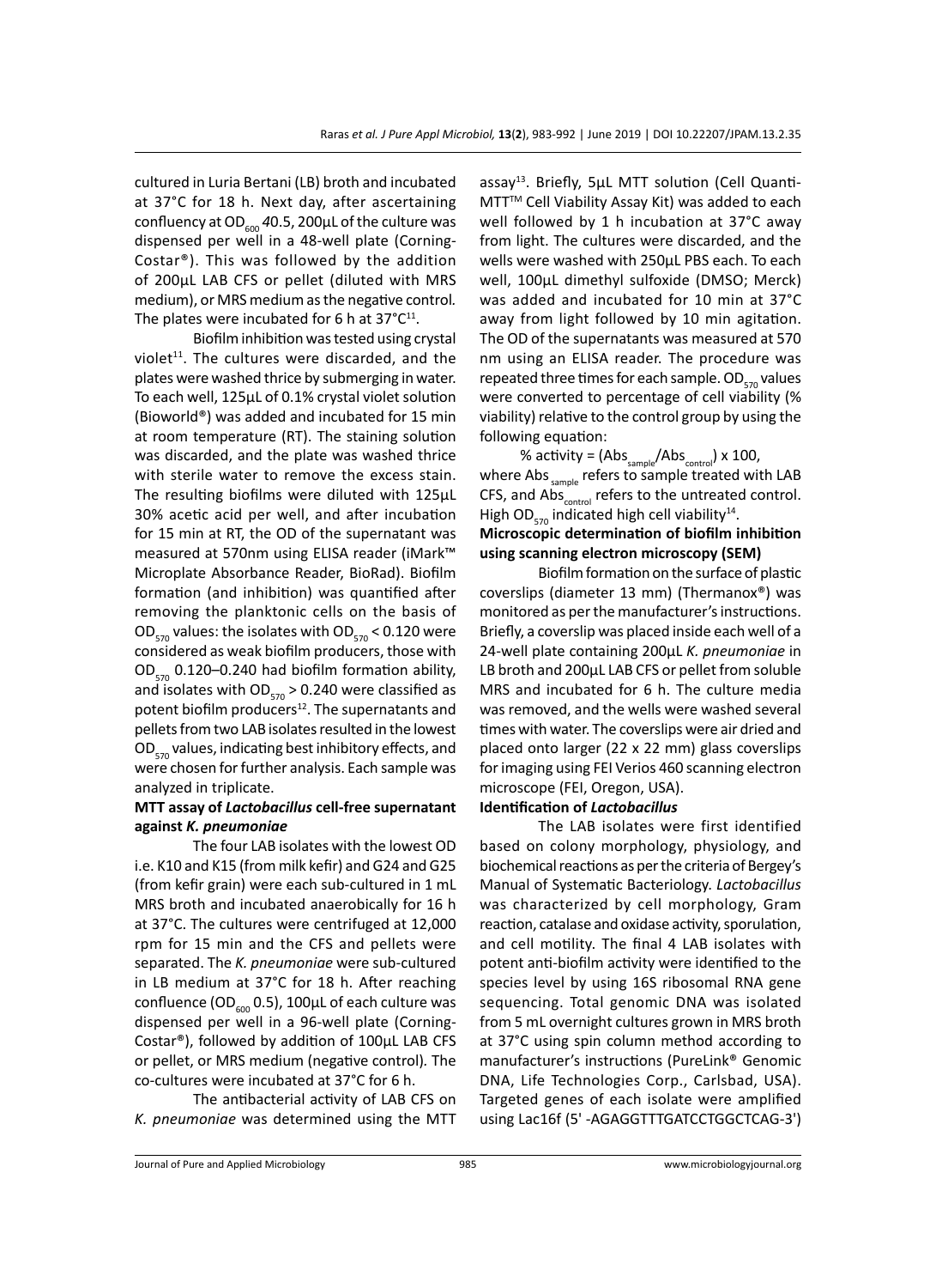cultured in Luria Bertani (LB) broth and incubated at 37°C for 18 h. Next day, after ascertaining confluency at $OD_{600}$ 40.5, 200µL of the culture was dispensed per well in a 48-well plate (Corning-Costar®). This was followed by the addition of 200µL LAB CFS or pellet (diluted with MRS medium), or MRS medium as the negative control. The plates were incubated for 6 h at 37°C[11].

Biofilm inhibition was tested using crystal violet[11]. The cultures were discarded, and the plates were washed thrice by submerging in water. To each well, 125µL of 0.1% crystal violet solution (Bioworld®) was added and incubated for 15 min at room temperature (RT). The staining solution was discarded, and the plate was washed thrice with sterile water to remove the excess stain. The resulting biofilms were diluted with 125µL 30% acetic acid per well, and after incubation for 15 min at RT, the OD of the supernatant was measured at 570nm using ELISA reader (iMark™ Microplate Absorbance Reader, BioRad). Biofilm formation (and inhibition) was quantified after removing the planktonic cells on the basis of $OD_{570}$ values: the isolates with $OD_{570}$ < 0.120 were considered as weak biofilm producers, those with $OD_{570}$ 0.120–0.240 had biofilm formation ability, and isolates with $OD_{570}$ > 0.240 were classified as potent biofilm producers[12]. The supernatants and pellets from two LAB isolates resulted in the lowest $OD_{570}$ values, indicating best inhibitory effects, and were chosen for further analysis. Each sample was analyzed in triplicate.

**MTT assay of *Lactobacillus* cell-free supernatant against *K. pneumoniae***

The four LAB isolates with the lowest OD i.e. K10 and K15 (from milk kefir) and G24 and G25 (from kefir grain) were each sub-cultured in 1 mL MRS broth and incubated anaerobically for 16 h at 37°C. The cultures were centrifuged at 12,000 rpm for 15 min and the CFS and pellets were separated. The *K. pneumoniae* were sub-cultured in LB medium at 37°C for 18 h. After reaching confluence ($OD_{600}$ 0.5), 100µL of each culture was dispensed per well in a 96-well plate (Corning-Costar®), followed by addition of 100µL LAB CFS or pellet, or MRS medium (negative control). The co-cultures were incubated at 37°C for 6 h.

The antibacterial activity of LAB CFS on *K. pneumoniae* was determined using the MTT assay[13]. Briefly, 5µL MTT solution (Cell Quanti-MTT™ Cell Viability Assay Kit) was added to each well followed by 1 h incubation at 37°C away from light. The cultures were discarded, and the wells were washed with 250µL PBS each. To each well, 100µL dimethyl sulfoxide (DMSO; Merck) was added and incubated for 10 min at 37°C away from light followed by 10 min agitation. The OD of the supernatants was measured at 570 nm using an ELISA reader. The procedure was repeated three times for each sample. $OD_{570}$ values were converted to percentage of cell viability (% viability) relative to the control group by using the following equation:

$$\% \text{ activity} = (Abs_{sample}/Abs_{control}) \times 100,$$

where $Abs_{sample}$ refers to sample treated with LAB CFS, and $Abs_{control}$ refers to the untreated control. High $OD_{570}$ indicated high cell viability[14].

**Microscopic determination of biofilm inhibition using scanning electron microscopy (SEM)**

Biofilm formation on the surface of plastic coverslips (diameter 13 mm) (Thermanox®) was monitored as per the manufacturer's instructions. Briefly, a coverslip was placed inside each well of a 24-well plate containing 200µL *K. pneumoniae* in LB broth and 200µL LAB CFS or pellet from soluble MRS and incubated for 6 h. The culture media was removed, and the wells were washed several times with water. The coverslips were air dried and placed onto larger (22 x 22 mm) glass coverslips for imaging using FEI Verios 460 scanning electron microscope (FEI, Oregon, USA).

**Identification of *Lactobacillus***

The LAB isolates were first identified based on colony morphology, physiology, and biochemical reactions as per the criteria of Bergey's Manual of Systematic Bacteriology. *Lactobacillus* was characterized by cell morphology, Gram reaction, catalase and oxidase activity, sporulation, and cell motility. The final 4 LAB isolates with potent anti-biofilm activity were identified to the species level by using 16S ribosomal RNA gene sequencing. Total genomic DNA was isolated from 5 mL overnight cultures grown in MRS broth at 37°C using spin column method according to manufacturer's instructions (PureLink® Genomic DNA, Life Technologies Corp., Carlsbad, USA). Targeted genes of each isolate were amplified using Lac16f (5' -AGAGGTTTGATCCTGGCTCAG-3')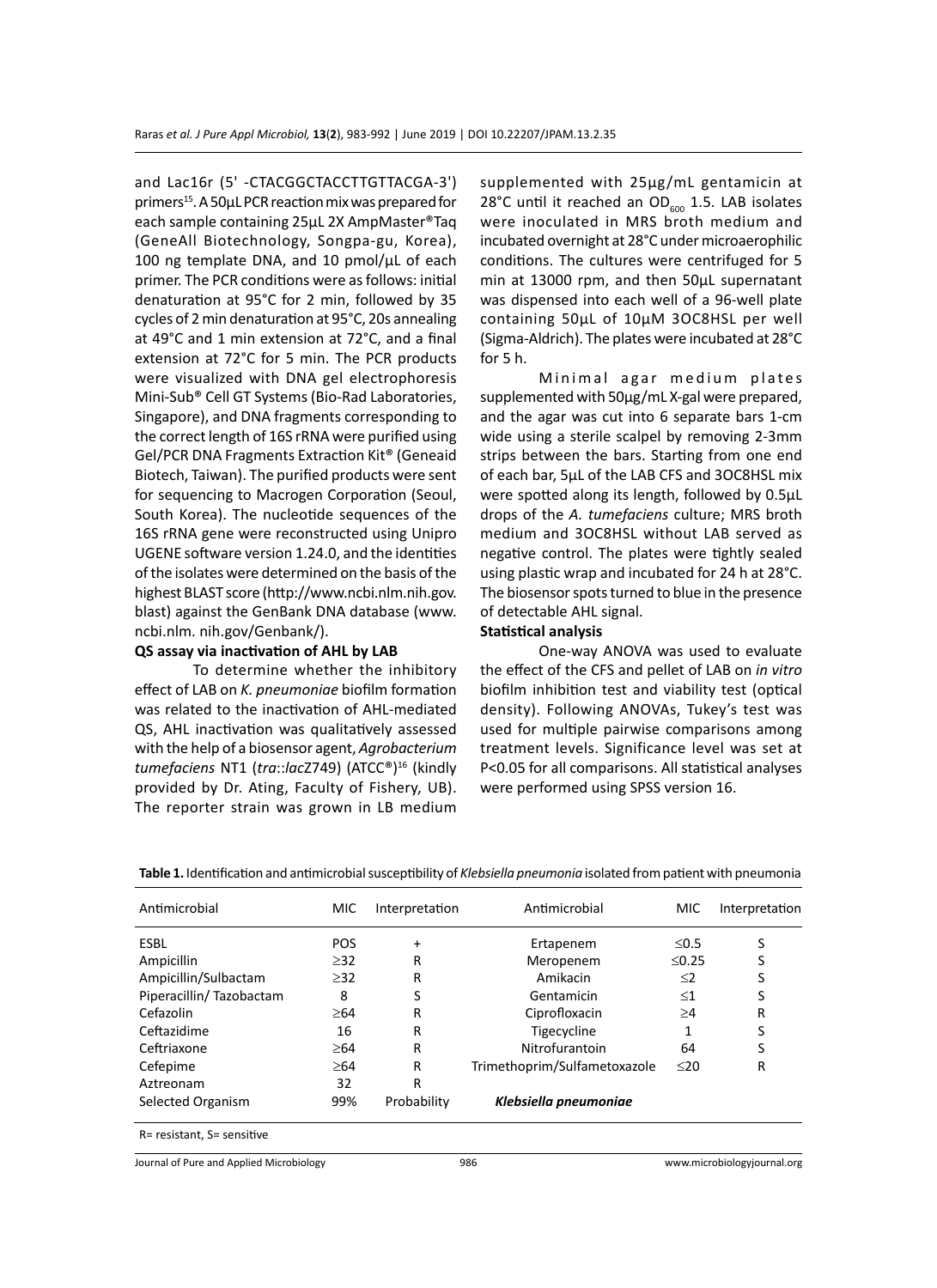and Lac16r (5' -CTACGGCTACCTTGTTACGA-3') primers[15]. A 50µL PCR reaction mix was prepared for each sample containing 25µL 2X AmpMaster®Taq (GeneAll Biotechnology, Songpa-gu, Korea), 100 ng template DNA, and 10 pmol/µL of each primer. The PCR conditions were as follows: initial denaturation at 95°C for 2 min, followed by 35 cycles of 2 min denaturation at 95°C, 20s annealing at 49°C and 1 min extension at 72°C, and a final extension at 72°C for 5 min. The PCR products were visualized with DNA gel electrophoresis Mini-Sub® Cell GT Systems (Bio-Rad Laboratories, Singapore), and DNA fragments corresponding to the correct length of 16S rRNA were purified using Gel/PCR DNA Fragments Extraction Kit® (Geneaid Biotech, Taiwan). The purified products were sent for sequencing to Macrogen Corporation (Seoul, South Korea). The nucleotide sequences of the 16S rRNA gene were reconstructed using Unipro UGENE software version 1.24.0, and the identities of the isolates were determined on the basis of the highest BLAST score (http://www.ncbi.nlm.nih.gov.blast) against the GenBank DNA database (www.ncbi.nlm. nih.gov/Genbank/).

**QS assay via inactivation of AHL by LAB**

To determine whether the inhibitory effect of LAB on *K. pneumoniae* biofilm formation was related to the inactivation of AHL-mediated QS, AHL inactivation was qualitatively assessed with the help of a biosensor agent, *Agrobacterium tumefaciens* NT1 (*tra*::*lac*Z749) (ATCC®)[16] (kindly provided by Dr. Ating, Faculty of Fishery, UB). The reporter strain was grown in LB medium supplemented with 25µg/mL gentamicin at 28°C until it reached an $OD_{600}$ 1.5. LAB isolates were inoculated in MRS broth medium and incubated overnight at 28°C under microaerophilic conditions. The cultures were centrifuged for 5 min at 13000 rpm, and then 50µL supernatant was dispensed into each well of a 96-well plate containing 50µL of 10µM 3OC8HSL per well (Sigma-Aldrich). The plates were incubated at 28°C for 5 h.

Minimal agar medium plates supplemented with 50µg/mL X-gal were prepared, and the agar was cut into 6 separate bars 1-cm wide using a sterile scalpel by removing 2-3mm strips between the bars. Starting from one end of each bar, 5µL of the LAB CFS and 3OC8HSL mix were spotted along its length, followed by 0.5µL drops of the *A. tumefaciens* culture; MRS broth medium and 3OC8HSL without LAB served as negative control. The plates were tightly sealed using plastic wrap and incubated for 24 h at 28°C. The biosensor spots turned to blue in the presence of detectable AHL signal.

**Statistical analysis**

One-way ANOVA was used to evaluate the effect of the CFS and pellet of LAB on *in vitro* biofilm inhibition test and viability test (optical density). Following ANOVAs, Tukey's test was used for multiple pairwise comparisons among treatment levels. Significance level was set at P<0.05 for all comparisons. All statistical analyses were performed using SPSS version 16.

**Table 1.** Identification and antimicrobial susceptibility of *Klebsiella pneumonia* isolated from patient with pneumonia

| Antimicrobial | MIC | Interpretation | Antimicrobial | MIC | Interpretation |
|---|---|---|---|---|---|
| ESBL | POS | + | Ertapenem | ≤0.5 | S |
| Ampicillin | ≥32 | R | Meropenem | ≤0.25 | S |
| Ampicillin/Sulbactam | ≥32 | R | Amikacin | ≤2 | S |
| Piperacillin/ Tazobactam | 8 | S | Gentamicin | ≤1 | S |
| Cefazolin | ≥64 | R | Ciprofloxacin | ≥4 | R |
| Ceftazidime | 16 | R | Tigecycline | 1 | S |
| Ceftriaxone | ≥64 | R | Nitrofurantoin | 64 | S |
| Cefepime | ≥64 | R | Trimethoprim/Sulfametoxazole | ≤20 | R |
| Aztreonam | 32 | R | | | |
| Selected Organism | 99% | Probability | ***Klebsiella pneumoniae*** | | |

R= resistant, S= sensitive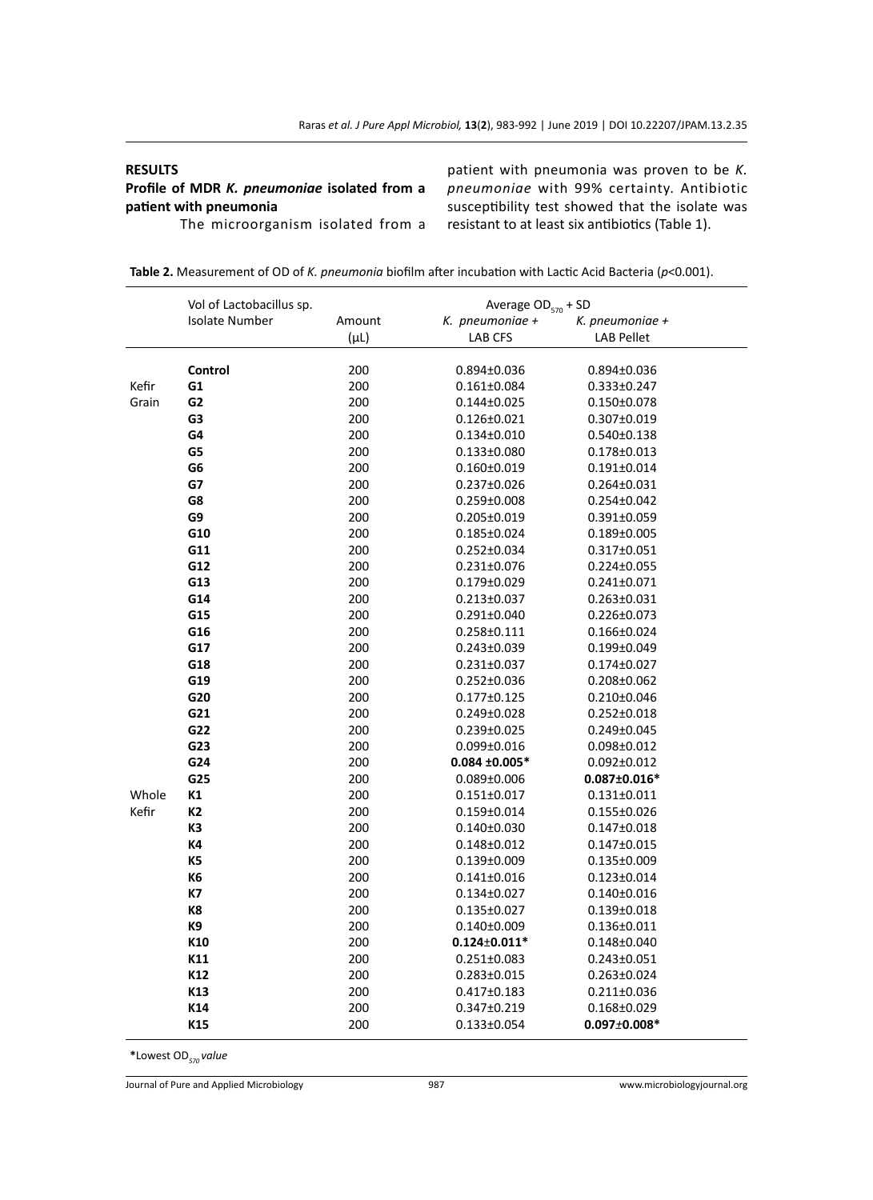## RESULTS

### Profile of MDR *K. pneumoniae* isolated from a patient with pneumonia

The microorganism isolated from a patient with pneumonia was proven to be *K. pneumoniae* with 99% certainty. Antibiotic susceptibility test showed that the isolate was resistant to at least six antibiotics (Table 1).

**Table 2.** Measurement of OD of *K. pneumonia* biofilm after incubation with Lactic Acid Bacteria ($p$<0.001).

| | Vol of Lactobacillus sp. Isolate Number | Amount (μL) | Average $OD_{570}$ + SD *K. pneumoniae* + LAB CFS | *K. pneumoniae* + LAB Pellet |
|---|---|---|---|---|
| | **Control** | 200 | 0.894±0.036 | 0.894±0.036 |
| Kefir Grain | **G1** | 200 | 0.161±0.084 | 0.333±0.247 |
| | **G2** | 200 | 0.144±0.025 | 0.150±0.078 |
| | **G3** | 200 | 0.126±0.021 | 0.307±0.019 |
| | **G4** | 200 | 0.134±0.010 | 0.540±0.138 |
| | **G5** | 200 | 0.133±0.080 | 0.178±0.013 |
| | **G6** | 200 | 0.160±0.019 | 0.191±0.014 |
| | **G7** | 200 | 0.237±0.026 | 0.264±0.031 |
| | **G8** | 200 | 0.259±0.008 | 0.254±0.042 |
| | **G9** | 200 | 0.205±0.019 | 0.391±0.059 |
| | **G10** | 200 | 0.185±0.024 | 0.189±0.005 |
| | **G11** | 200 | 0.252±0.034 | 0.317±0.051 |
| | **G12** | 200 | 0.231±0.076 | 0.224±0.055 |
| | **G13** | 200 | 0.179±0.029 | 0.241±0.071 |
| | **G14** | 200 | 0.213±0.037 | 0.263±0.031 |
| | **G15** | 200 | 0.291±0.040 | 0.226±0.073 |
| | **G16** | 200 | 0.258±0.111 | 0.166±0.024 |
| | **G17** | 200 | 0.243±0.039 | 0.199±0.049 |
| | **G18** | 200 | 0.231±0.037 | 0.174±0.027 |
| | **G19** | 200 | 0.252±0.036 | 0.208±0.062 |
| | **G20** | 200 | 0.177±0.125 | 0.210±0.046 |
| | **G21** | 200 | 0.249±0.028 | 0.252±0.018 |
| | **G22** | 200 | 0.239±0.025 | 0.249±0.045 |
| | **G23** | 200 | 0.099±0.016 | 0.098±0.012 |
| | **G24** | 200 | **0.084 ±0.005*** | 0.092±0.012 |
| | **G25** | 200 | 0.089±0.006 | **0.087±0.016*** |
| Whole Kefir | **K1** | 200 | 0.151±0.017 | 0.131±0.011 |
| | **K2** | 200 | 0.159±0.014 | 0.155±0.026 |
| | **K3** | 200 | 0.140±0.030 | 0.147±0.018 |
| | **K4** | 200 | 0.148±0.012 | 0.147±0.015 |
| | **K5** | 200 | 0.139±0.009 | 0.135±0.009 |
| | **K6** | 200 | 0.141±0.016 | 0.123±0.014 |
| | **K7** | 200 | 0.134±0.027 | 0.140±0.016 |
| | **K8** | 200 | 0.135±0.027 | 0.139±0.018 |
| | **K9** | 200 | 0.140±0.009 | 0.136±0.011 |
| | **K10** | 200 | **0.124±0.011*** | 0.148±0.040 |
| | **K11** | 200 | 0.251±0.083 | 0.243±0.051 |
| | **K12** | 200 | 0.283±0.015 | 0.263±0.024 |
| | **K13** | 200 | 0.417±0.183 | 0.211±0.036 |
| | **K14** | 200 | 0.347±0.219 | 0.168±0.029 |
| | **K15** | 200 | 0.133±0.054 | **0.097±0.008*** |

***Lowest** $OD_{570}$ *value*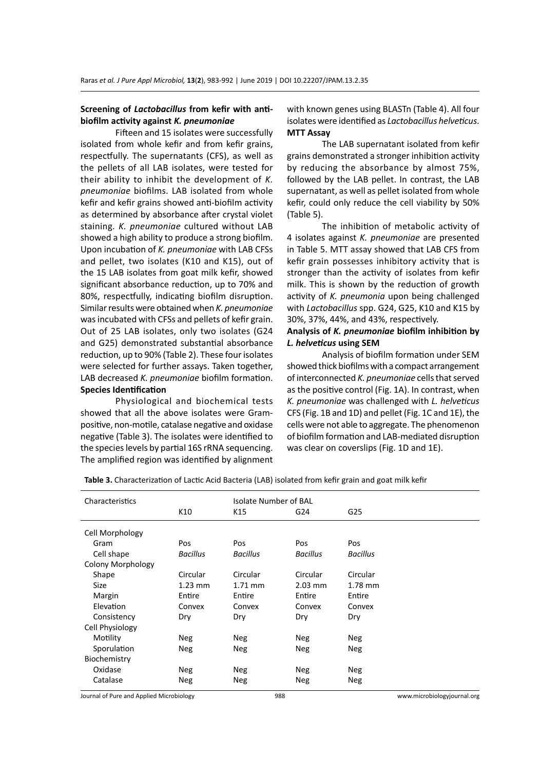### Screening of *Lactobacillus* from kefir with anti-biofilm activity against *K. pneumoniae*

Fifteen and 15 isolates were successfully isolated from whole kefir and from kefir grains, respectfully. The supernatants (CFS), as well as the pellets of all LAB isolates, were tested for their ability to inhibit the development of *K. pneumoniae* biofilms. LAB isolated from whole kefir and kefir grains showed anti-biofilm activity as determined by absorbance after crystal violet staining. *K. pneumoniae* cultured without LAB showed a high ability to produce a strong biofilm. Upon incubation of *K. pneumoniae* with LAB CFSs and pellet, two isolates (K10 and K15), out of the 15 LAB isolates from goat milk kefir, showed significant absorbance reduction, up to 70% and 80%, respectfully, indicating biofilm disruption. Similar results were obtained when *K. pneumoniae* was incubated with CFSs and pellets of kefir grain. Out of 25 LAB isolates, only two isolates (G24 and G25) demonstrated substantial absorbance reduction, up to 90% (Table 2). These four isolates were selected for further assays. Taken together, LAB decreased *K. pneumoniae* biofilm formation.

### Species Identification

Physiological and biochemical tests showed that all the above isolates were Gram-positive, non-motile, catalase negative and oxidase negative (Table 3). The isolates were identified to the species levels by partial 16S rRNA sequencing. The amplified region was identified by alignment with known genes using BLASTn (Table 4). All four isolates were identified as *Lactobacillus helveticus*.

### MTT Assay

The LAB supernatant isolated from kefir grains demonstrated a stronger inhibition activity by reducing the absorbance by almost 75%, followed by the LAB pellet. In contrast, the LAB supernatant, as well as pellet isolated from whole kefir, could only reduce the cell viability by 50% (Table 5).

The inhibition of metabolic activity of 4 isolates against *K. pneumoniae* are presented in Table 5. MTT assay showed that LAB CFS from kefir grain possesses inhibitory activity that is stronger than the activity of isolates from kefir milk. This is shown by the reduction of growth activity of *K. pneumonia* upon being challenged with *Lactobacillus* spp. G24, G25, K10 and K15 by 30%, 37%, 44%, and 43%, respectively.

### Analysis of *K. pneumoniae* biofilm inhibition by *L. helveticus* using SEM

Analysis of biofilm formation under SEM showed thick biofilms with a compact arrangement of interconnected *K. pneumoniae* cells that served as the positive control (Fig. 1A). In contrast, when *K. pneumoniae* was challenged with *L. helveticus* CFS (Fig. 1B and 1D) and pellet (Fig. 1C and 1E), the cells were not able to aggregate. The phenomenon of biofilm formation and LAB-mediated disruption was clear on coverslips (Fig. 1D and 1E).

**Table 3.** Characterization of Lactic Acid Bacteria (LAB) isolated from kefir grain and goat milk kefir

| Characteristics | Isolate Number of BAL | | | |
|---|---|---|---|---|
| | K10 | K15 | G24 | G25 |
| Cell Morphology | | | | |
| Gram | Pos | Pos | Pos | Pos |
| Cell shape | *Bacillus* | *Bacillus* | *Bacillus* | *Bacillus* |
| Colony Morphology | | | | |
| Shape | Circular | Circular | Circular | Circular |
| Size | 1.23 mm | 1.71 mm | 2.03 mm | 1.78 mm |
| Margin | Entire | Entire | Entire | Entire |
| Elevation | Convex | Convex | Convex | Convex |
| Consistency | Dry | Dry | Dry | Dry |
| Cell Physiology | | | | |
| Motility | Neg | Neg | Neg | Neg |
| Sporulation | Neg | Neg | Neg | Neg |
| Biochemistry | | | | |
| Oxidase | Neg | Neg | Neg | Neg |
| Catalase | Neg | Neg | Neg | Neg |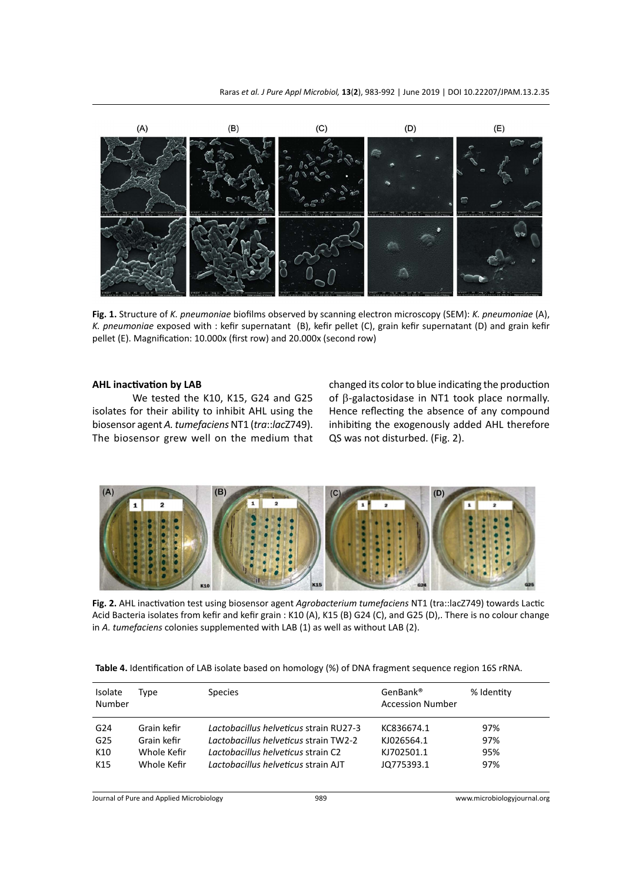**Fig. 1.** Structure of *K. pneumoniae* biofilms observed by scanning electron microscopy (SEM): *K. pneumoniae* (A), *K. pneumoniae* exposed with : kefir supernatant (B), kefir pellet (C), grain kefir supernatant (D) and grain kefir pellet (E). Magnification: 10.000x (first row) and 20.000x (second row)

### AHL inactivation by LAB

We tested the K10, K15, G24 and G25 isolates for their ability to inhibit AHL using the biosensor agent *A. tumefaciens* NT1 (*tra*::*lac*Z749). The biosensor grew well on the medium that changed its color to blue indicating the production of β-galactosidase in NT1 took place normally. Hence reflecting the absence of any compound inhibiting the exogenously added AHL therefore QS was not disturbed. (Fig. 2).

**Fig. 2.** AHL inactivation test using biosensor agent *Agrobacterium tumefaciens* NT1 (tra::lacZ749) towards Lactic Acid Bacteria isolates from kefir and kefir grain : K10 (A), K15 (B) G24 (C), and G25 (D),. There is no colour change in *A. tumefaciens* colonies supplemented with LAB (1) as well as without LAB (2).

**Table 4.** Identification of LAB isolate based on homology (%) of DNA fragment sequence region 16S rRNA.

| Isolate Number | Type | Species | GenBank® Accession Number | % Identity |
|---|---|---|---|---|
| G24 | Grain kefir | *Lactobacillus helveticus* strain RU27-3 | KC836674.1 | 97% |
| G25 | Grain kefir | *Lactobacillus helveticus* strain TW2-2 | KJ026564.1 | 97% |
| K10 | Whole Kefir | *Lactobacillus helveticus* strain C2 | KJ702501.1 | 95% |
| K15 | Whole Kefir | *Lactobacillus helveticus* strain AJT | JQ775393.1 | 97% |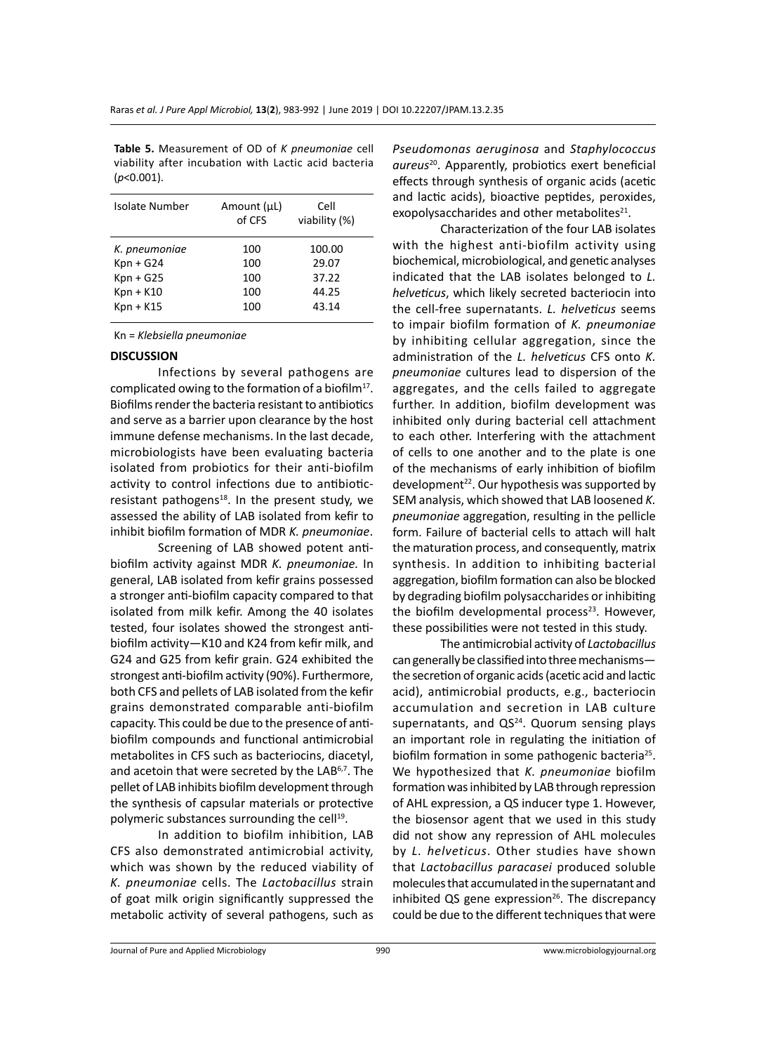**Table 5.** Measurement of OD of *K pneumoniae* cell viability after incubation with Lactic acid bacteria ($p$<0.001).

| Isolate Number | Amount (µL) of CFS | Cell viability (%) |
|---|---|---|
| *K. pneumoniae* | 100 | 100.00 |
| Kpn + G24 | 100 | 29.07 |
| Kpn + G25 | 100 | 37.22 |
| Kpn + K10 | 100 | 44.25 |
| Kpn + K15 | 100 | 43.14 |

Kn = *Klebsiella pneumoniae*

## DISCUSSION

Infections by several pathogens are complicated owing to the formation of a biofilm[17]. Biofilms render the bacteria resistant to antibiotics and serve as a barrier upon clearance by the host immune defense mechanisms. In the last decade, microbiologists have been evaluating bacteria isolated from probiotics for their anti-biofilm activity to control infections due to antibiotic-resistant pathogens[18]. In the present study, we assessed the ability of LAB isolated from kefir to inhibit biofilm formation of MDR *K. pneumoniae*.

Screening of LAB showed potent anti-biofilm activity against MDR *K. pneumoniae.* In general, LAB isolated from kefir grains possessed a stronger anti-biofilm capacity compared to that isolated from milk kefir. Among the 40 isolates tested, four isolates showed the strongest anti-biofilm activity—K10 and K24 from kefir milk, and G24 and G25 from kefir grain. G24 exhibited the strongest anti-biofilm activity (90%). Furthermore, both CFS and pellets of LAB isolated from the kefir grains demonstrated comparable anti-biofilm capacity. This could be due to the presence of anti-biofilm compounds and functional antimicrobial metabolites in CFS such as bacteriocins, diacetyl, and acetoin that were secreted by the LAB[6,7]. The pellet of LAB inhibits biofilm development through the synthesis of capsular materials or protective polymeric substances surrounding the cell[19].

In addition to biofilm inhibition, LAB CFS also demonstrated antimicrobial activity, which was shown by the reduced viability of *K. pneumoniae* cells. The *Lactobacillus* strain of goat milk origin significantly suppressed the metabolic activity of several pathogens, such as *Pseudomonas aeruginosa* and *Staphylococcus aureus*[20]. Apparently, probiotics exert beneficial effects through synthesis of organic acids (acetic and lactic acids), bioactive peptides, peroxides, exopolysaccharides and other metabolites[21].

Characterization of the four LAB isolates with the highest anti-biofilm activity using biochemical, microbiological, and genetic analyses indicated that the LAB isolates belonged to *L. helveticus*, which likely secreted bacteriocin into the cell-free supernatants. *L. helveticus* seems to impair biofilm formation of *K. pneumoniae* by inhibiting cellular aggregation, since the administration of the *L. helveticus* CFS onto *K. pneumoniae* cultures lead to dispersion of the aggregates, and the cells failed to aggregate further. In addition, biofilm development was inhibited only during bacterial cell attachment to each other. Interfering with the attachment of cells to one another and to the plate is one of the mechanisms of early inhibition of biofilm development[22]. Our hypothesis was supported by SEM analysis, which showed that LAB loosened *K. pneumoniae* aggregation, resulting in the pellicle form. Failure of bacterial cells to attach will halt the maturation process, and consequently, matrix synthesis. In addition to inhibiting bacterial aggregation, biofilm formation can also be blocked by degrading biofilm polysaccharides or inhibiting the biofilm developmental process[23]. However, these possibilities were not tested in this study.

The antimicrobial activity of *Lactobacillus* can generally be classified into three mechanisms—the secretion of organic acids (acetic acid and lactic acid), antimicrobial products, e.g., bacteriocin accumulation and secretion in LAB culture supernatants, and QS[24]. Quorum sensing plays an important role in regulating the initiation of biofilm formation in some pathogenic bacteria[25]. We hypothesized that *K. pneumoniae* biofilm formation was inhibited by LAB through repression of AHL expression, a QS inducer type 1. However, the biosensor agent that we used in this study did not show any repression of AHL molecules by *L. helveticus*. Other studies have shown that *Lactobacillus paracasei* produced soluble molecules that accumulated in the supernatant and inhibited QS gene expression[26]. The discrepancy could be due to the different techniques that were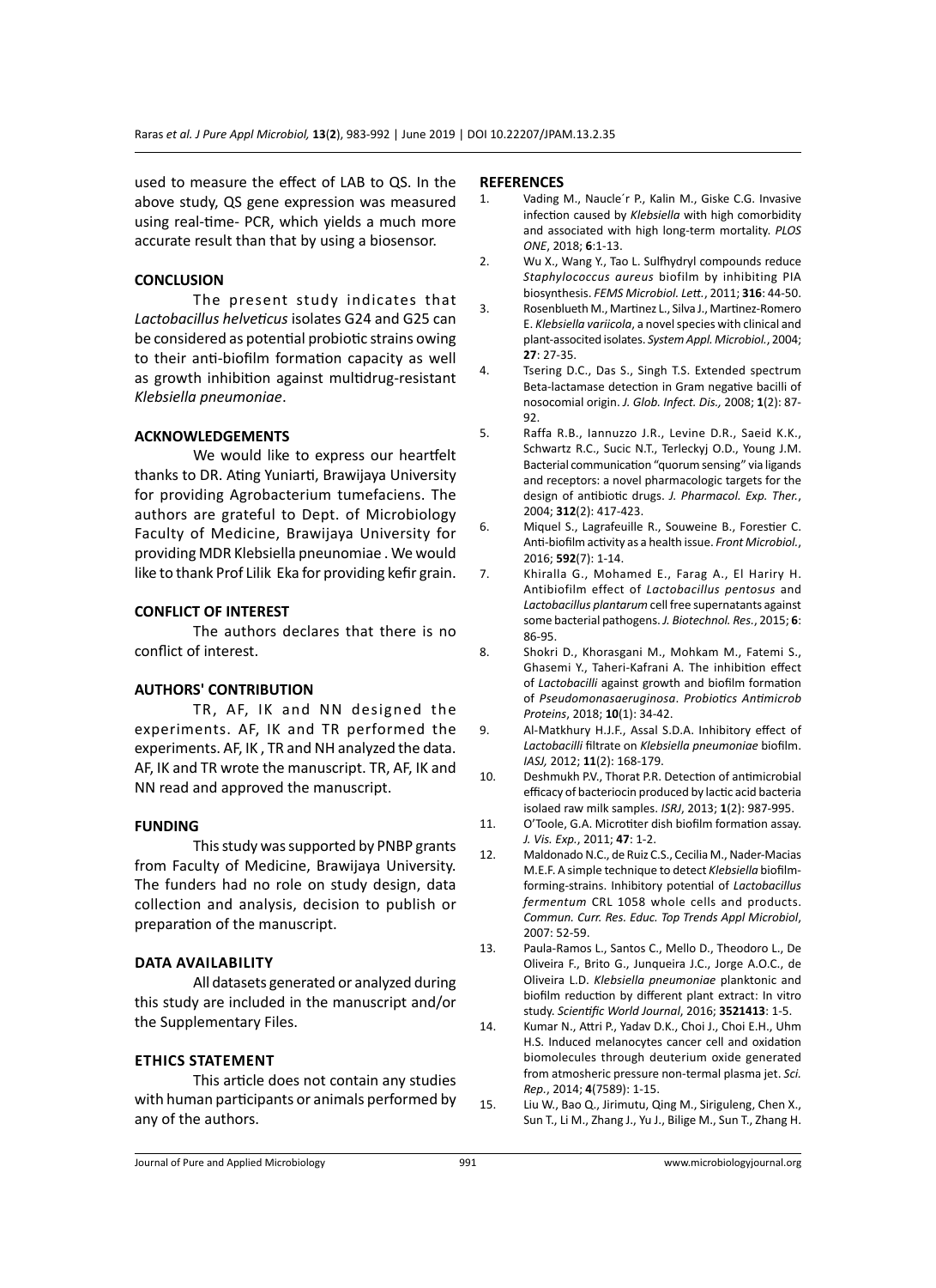used to measure the effect of LAB to QS. In the above study, QS gene expression was measured using real-time- PCR, which yields a much more accurate result than that by using a biosensor.

## CONCLUSION

The present study indicates that *Lactobacillus helveticus* isolates G24 and G25 can be considered as potential probiotic strains owing to their anti-biofilm formation capacity as well as growth inhibition against multidrug-resistant *Klebsiella pneumoniae*.

## ACKNOWLEDGEMENTS

We would like to express our heartfelt thanks to DR. Ating Yuniarti, Brawijaya University for providing Agrobacterium tumefaciens. The authors are grateful to Dept. of Microbiology Faculty of Medicine, Brawijaya University for providing MDR Klebsiella pneunomiae . We would like to thank Prof Lilik Eka for providing kefir grain.

## CONFLICT OF INTEREST

The authors declares that there is no conflict of interest.

## AUTHORS' CONTRIBUTION

TR, AF, IK and NN designed the experiments. AF, IK and TR performed the experiments. AF, IK , TR and NH analyzed the data. AF, IK and TR wrote the manuscript. TR, AF, IK and NN read and approved the manuscript.

## FUNDING

This study was supported by PNBP grants from Faculty of Medicine, Brawijaya University. The funders had no role on study design, data collection and analysis, decision to publish or preparation of the manuscript.

## DATA AVAILABILITY

All datasets generated or analyzed during this study are included in the manuscript and/or the Supplementary Files.

## ETHICS STATEMENT

This article does not contain any studies with human participants or animals performed by any of the authors.

## REFERENCES

1. Vading M., Naucle´r P., Kalin M., Giske C.G. Invasive infection caused by *Klebsiella* with high comorbidity and associated with high long-term mortality. *PLOS ONE*, 2018; **6**:1-13.
2. Wu X., Wang Y., Tao L. Sulfhydryl compounds reduce *Staphylococcus aureus* biofilm by inhibiting PIA biosynthesis. *FEMS Microbiol. Lett.*, 2011; **316**: 44-50.
3. Rosenblueth M., Martinez L., Silva J., Martinez-Romero E. *Klebsiella variicola*, a novel species with clinical and plant-associted isolates. *System Appl. Microbiol.*, 2004; **27**: 27-35.
4. Tsering D.C., Das S., Singh T.S. Extended spectrum Beta-lactamase detection in Gram negative bacilli of nosocomial origin. *J. Glob. Infect. Dis.,* 2008; **1**(2): 87-92.
5. Raffa R.B., Iannuzzo J.R., Levine D.R., Saeid K.K., Schwartz R.C., Sucic N.T., Terleckyj O.D., Young J.M. Bacterial communication "quorum sensing" via ligands and receptors: a novel pharmacologic targets for the design of antibiotic drugs. *J. Pharmacol. Exp. Ther.*, 2004; **312**(2): 417-423.
6. Miquel S., Lagrafeuille R., Souweine B., Forestier C. Anti-biofilm activity as a health issue. *Front Microbiol.*, 2016; **592**(7): 1-14.
7. Khiralla G., Mohamed E., Farag A., El Hariry H. Antibiofilm effect of *Lactobacillus pentosus* and *Lactobacillus plantarum* cell free supernatants against some bacterial pathogens. *J. Biotechnol. Res.*, 2015; **6**: 86-95.
8. Shokri D., Khorasgani M., Mohkam M., Fatemi S., Ghasemi Y., Taheri-Kafrani A. The inhibition effect of *Lactobacilli* against growth and biofilm formation of *Pseudomonasaeruginosa*. *Probiotics Antimicrob Proteins*, 2018; **10**(1): 34-42.
9. Al-Matkhury H.J.F., Assal S.D.A. Inhibitory effect of *Lactobacilli* filtrate on *Klebsiella pneumoniae* biofilm. *IASJ,* 2012; **11**(2): 168-179.
10. Deshmukh P.V., Thorat P.R. Detection of antimicrobial efficacy of bacteriocin produced by lactic acid bacteria isolaed raw milk samples. *ISRJ*, 2013; **1**(2): 987-995.
11. O'Toole, G.A. Microtiter dish biofilm formation assay. *J. Vis. Exp.*, 2011; **47**: 1-2.
12. Maldonado N.C., de Ruiz C.S., Cecilia M., Nader-Macias M.E.F. A simple technique to detect *Klebsiella* biofilm-forming-strains. Inhibitory potential of *Lactobacillus fermentum* CRL 1058 whole cells and products. *Commun. Curr. Res. Educ. Top Trends Appl Microbiol*, 2007: 52-59.
13. Paula-Ramos L., Santos C., Mello D., Theodoro L., De Oliveira F., Brito G., Junqueira J.C., Jorge A.O.C., de Oliveira L.D. *Klebsiella pneumoniae* planktonic and biofilm reduction by different plant extract: In vitro study. *Scientific World Journal*, 2016; **3521413**: 1-5.
14. Kumar N., Attri P., Yadav D.K., Choi J., Choi E.H., Uhm H.S. Induced melanocytes cancer cell and oxidation biomolecules through deuterium oxide generated from atmosheric pressure non-termal plasma jet. *Sci. Rep.*, 2014; **4**(7589): 1-15.
15. Liu W., Bao Q., Jirimutu, Qing M., Siriguleng, Chen X., Sun T., Li M., Zhang J., Yu J., Bilige M., Sun T., Zhang H.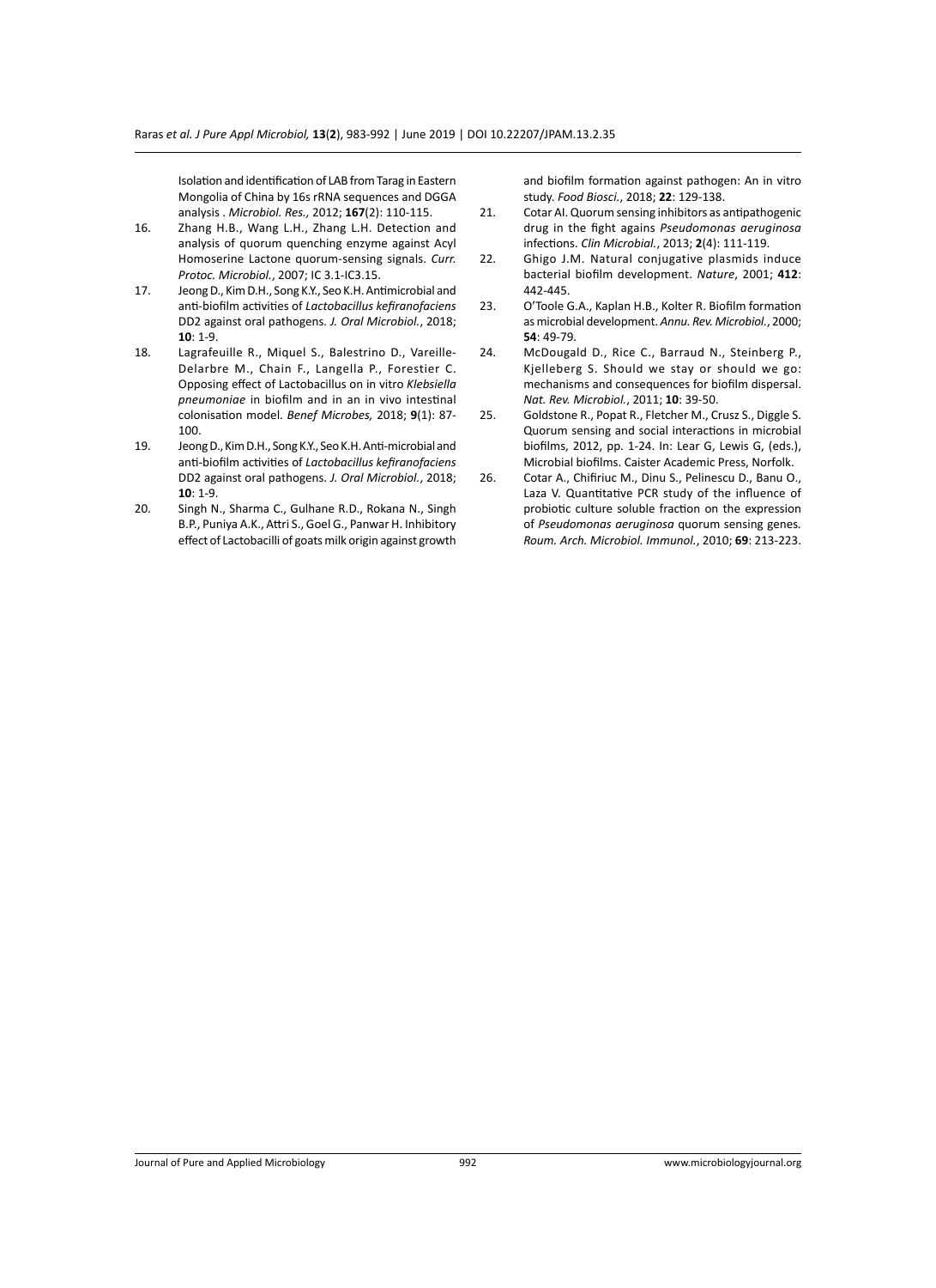Isolation and identification of LAB from Tarag in Eastern Mongolia of China by 16s rRNA sequences and DGGA analysis . *Microbiol. Res.,* 2012; **167**(2): 110-115.

16. Zhang H.B., Wang L.H., Zhang L.H. Detection and analysis of quorum quenching enzyme against Acyl Homoserine Lactone quorum-sensing signals. *Curr. Protoc. Microbiol.*, 2007; IC 3.1-IC3.15.
17. Jeong D., Kim D.H., Song K.Y., Seo K.H. Antimicrobial and anti-biofilm activities of *Lactobacillus kefiranofaciens* DD2 against oral pathogens. *J. Oral Microbiol.*, 2018; **10**: 1-9.
18. Lagrafeuille R., Miquel S., Balestrino D., Vareille-Delarbre M., Chain F., Langella P., Forestier C. Opposing effect of Lactobacillus on in vitro *Klebsiella pneumoniae* in biofilm and in an in vivo intestinal colonisation model. *Benef Microbes,* 2018; **9**(1): 87-100.
19. Jeong D., Kim D.H., Song K.Y., Seo K.H. Anti-microbial and anti-biofilm activities of *Lactobacillus kefiranofaciens* DD2 against oral pathogens. *J. Oral Microbiol.*, 2018; **10**: 1-9.
20. Singh N., Sharma C., Gulhane R.D., Rokana N., Singh B.P., Puniya A.K., Attri S., Goel G., Panwar H. Inhibitory effect of Lactobacilli of goats milk origin against growth and biofilm formation against pathogen: An in vitro study. *Food Biosci.*, 2018; **22**: 129-138.
21. Cotar AI. Quorum sensing inhibitors as antipathogenic drug in the fight agains *Pseudomonas aeruginosa* infections. *Clin Microbial.*, 2013; **2**(4): 111-119.
22. Ghigo J.M. Natural conjugative plasmids induce bacterial biofilm development. *Nature*, 2001; **412**: 442-445.
23. O'Toole G.A., Kaplan H.B., Kolter R. Biofilm formation as microbial development. *Annu. Rev. Microbiol.*, 2000; **54**: 49-79.
24. McDougald D., Rice C., Barraud N., Steinberg P., Kjelleberg S. Should we stay or should we go: mechanisms and consequences for biofilm dispersal. *Nat. Rev. Microbiol.*, 2011; **10**: 39-50.
25. Goldstone R., Popat R., Fletcher M., Crusz S., Diggle S. Quorum sensing and social interactions in microbial biofilms, 2012, pp. 1-24. In: Lear G, Lewis G, (eds.), Microbial biofilms. Caister Academic Press, Norfolk.
26. Cotar A., Chifiriuc M., Dinu S., Pelinescu D., Banu O., Laza V. Quantitative PCR study of the influence of probiotic culture soluble fraction on the expression of *Pseudomonas aeruginosa* quorum sensing genes. *Roum. Arch. Microbiol. Immunol.*, 2010; **69**: 213-223.